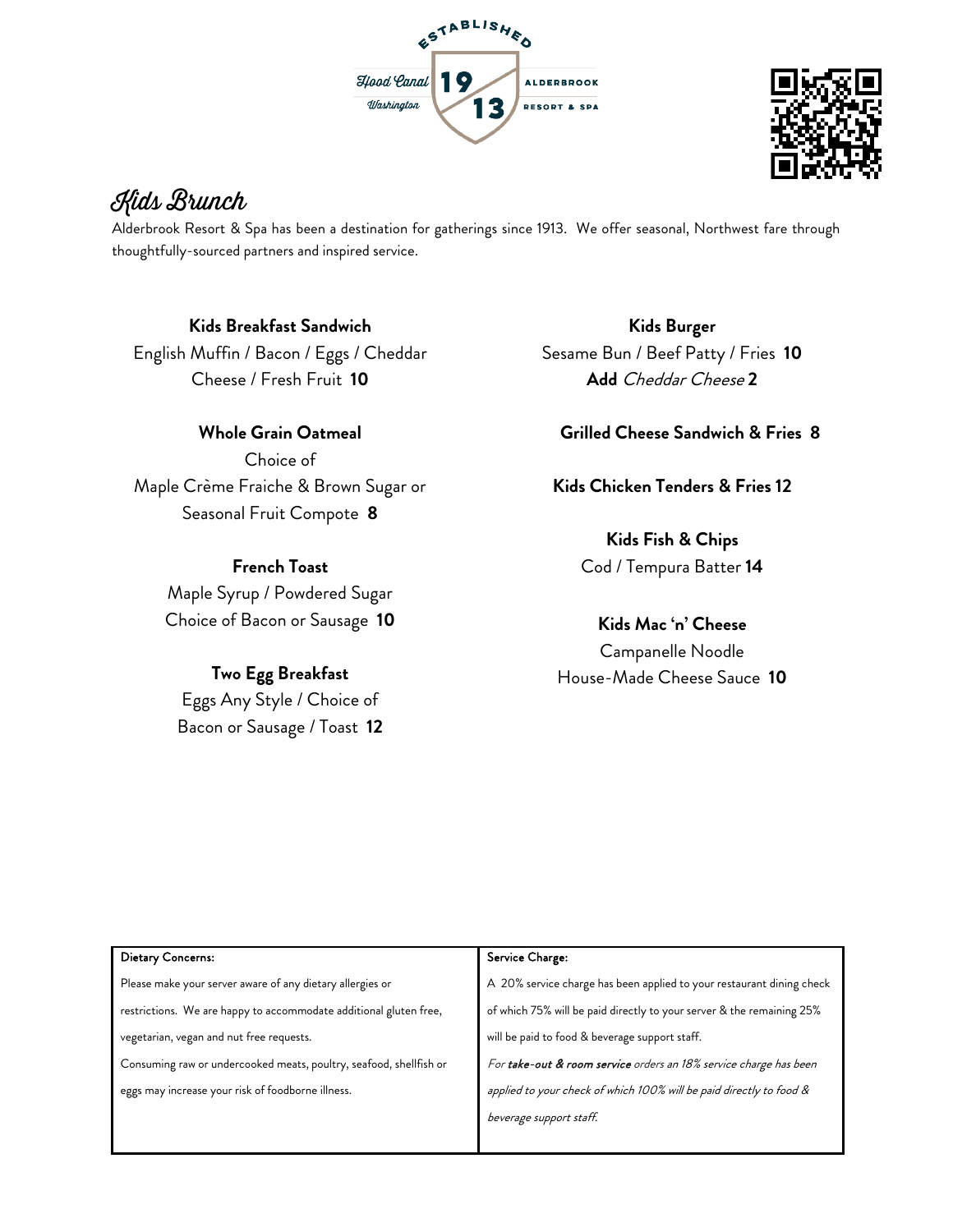ESTABLISHED
Hood Canal Washington 1913 ALDERBROOK RESORT & SPA

# Kids Brunch

Alderbrook Resort & Spa has been a destination for gatherings since 1913. We offer seasonal, Northwest fare through thoughtfully-sourced partners and inspired service.

**Kids Breakfast Sandwich**
English Muffin / Bacon / Eggs / Cheddar Cheese / Fresh Fruit **10**

**Whole Grain Oatmeal**
Choice of
Maple Crème Fraiche & Brown Sugar or Seasonal Fruit Compote **8**

**French Toast**
Maple Syrup / Powdered Sugar
Choice of Bacon or Sausage **10**

**Two Egg Breakfast**
Eggs Any Style / Choice of Bacon or Sausage / Toast **12**

**Kids Burger**
Sesame Bun / Beef Patty / Fries **10**
**Add** *Cheddar Cheese* **2**

**Grilled Cheese Sandwich & Fries 8**

**Kids Chicken Tenders & Fries 12**

**Kids Fish & Chips**
Cod / Tempura Batter **14**

**Kids Mac 'n' Cheese**
Campanelle Noodle
House-Made Cheese Sauce **10**

| Dietary Concerns: | Service Charge: |
| --- | --- |
| Please make your server aware of any dietary allergies or restrictions. We are happy to accommodate additional gluten free, vegetarian, vegan and nut free requests. Consuming raw or undercooked meats, poultry, seafood, shellfish or eggs may increase your risk of foodborne illness. | A 20% service charge has been applied to your restaurant dining check of which 75% will be paid directly to your server & the remaining 25% will be paid to food & beverage support staff. *For **take-out & room service** orders an 18% service charge has been applied to your check of which 100% will be paid directly to food & beverage support staff.* |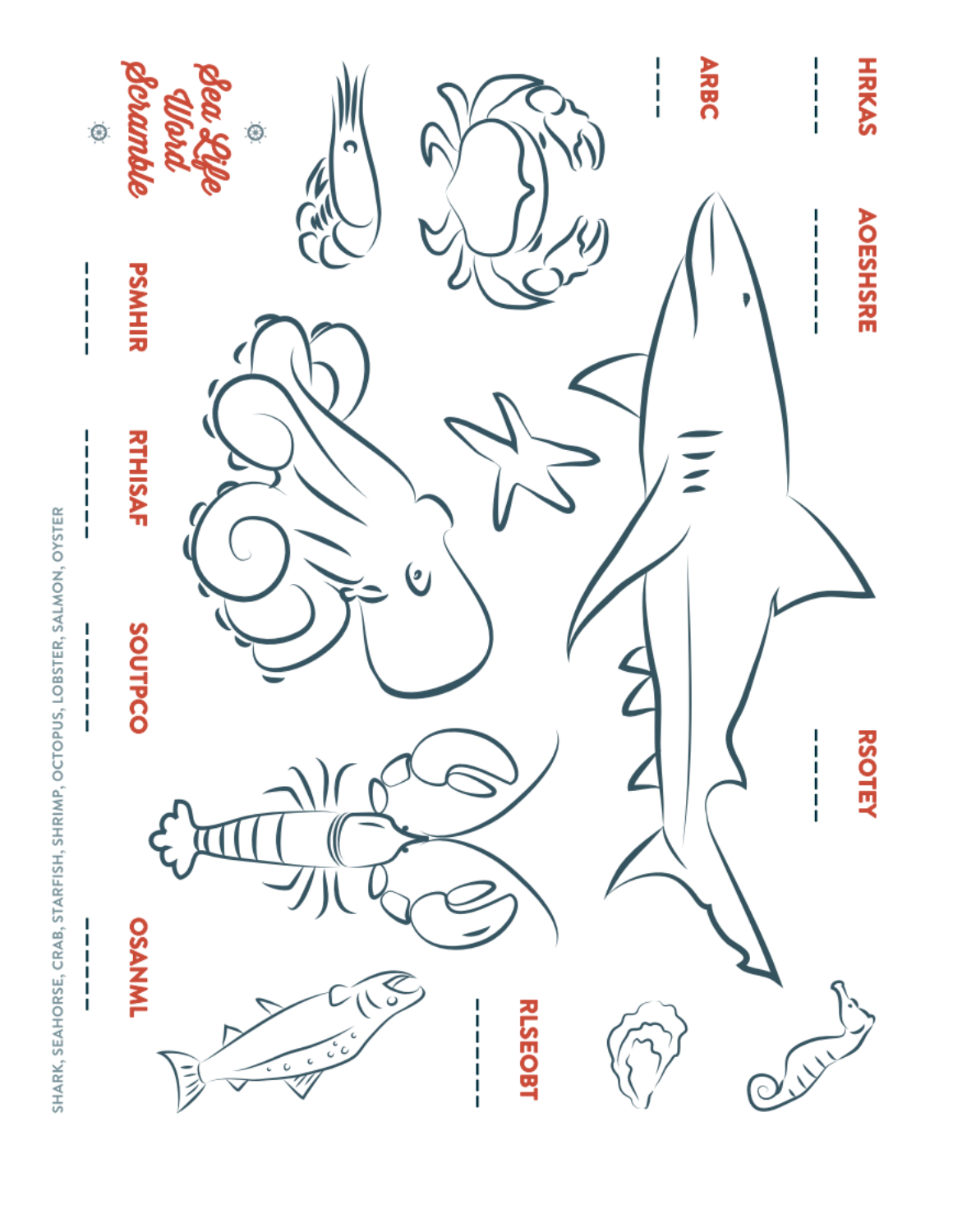# Sea Life Word Scramble

HRKAS ________

AOESHSRE ________

RSOTEY ________

ARBC ________

RLSEOBT ________

PSMHIR ________

RTHISAF ________

SOUTPCO ________

OSANML ________

SHARK, SEAHORSE, CRAB, STARFISH, SHRIMP, OCTOPUS, LOBSTER, SALMON, OYSTER